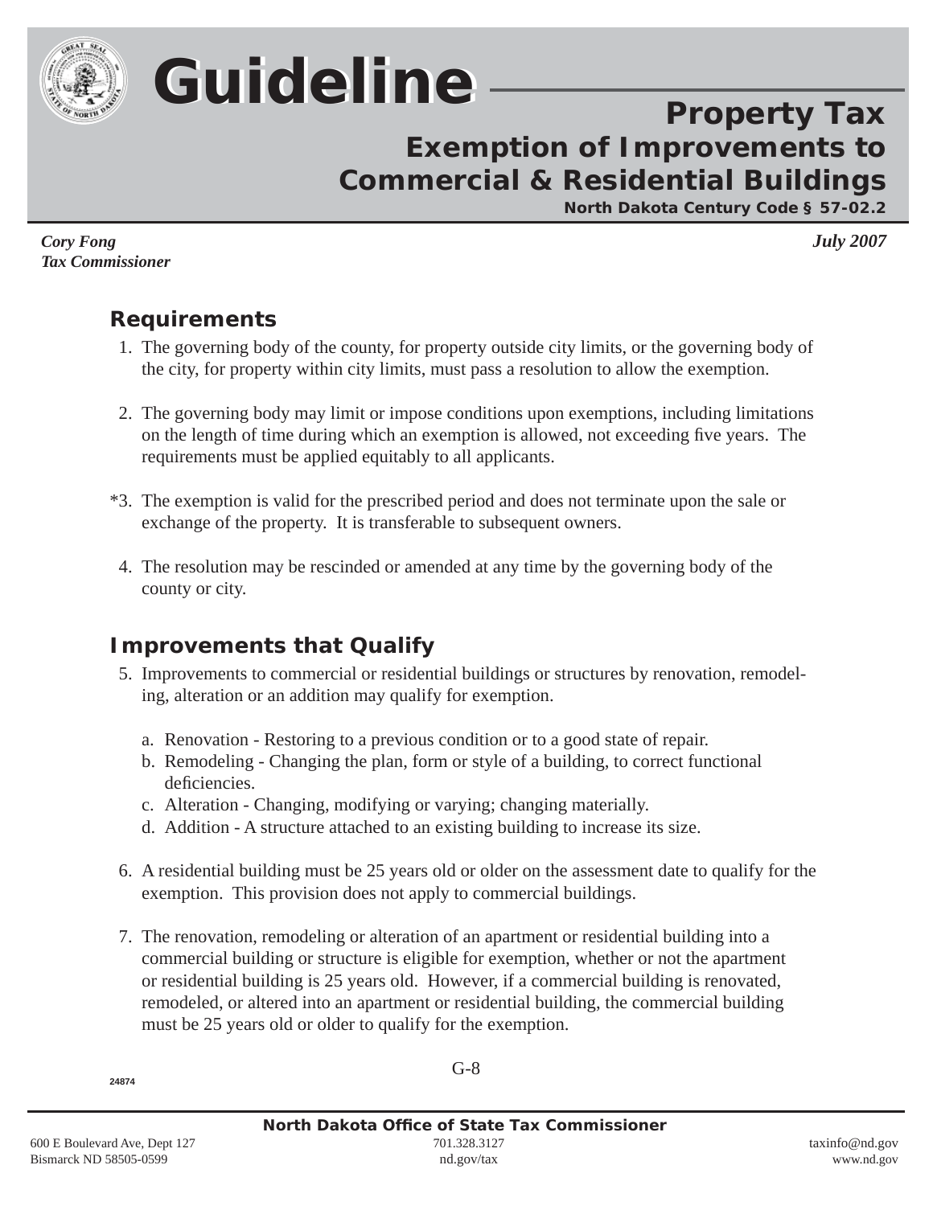# Guideline

## Property Tax
## Exemption of Improvements to Commercial & Residential Buildings

**North Dakota Century Code § 57-02.2**

*Cory Fong*
*Tax Commissioner*

*July 2007*

## Requirements

1. The governing body of the county, for property outside city limits, or the governing body of the city, for property within city limits, must pass a resolution to allow the exemption.

2. The governing body may limit or impose conditions upon exemptions, including limitations on the length of time during which an exemption is allowed, not exceeding five years. The requirements must be applied equitably to all applicants.

*3. The exemption is valid for the prescribed period and does not terminate upon the sale or exchange of the property. It is transferable to subsequent owners.

4. The resolution may be rescinded or amended at any time by the governing body of the county or city.

## Improvements that Qualify

5. Improvements to commercial or residential buildings or structures by renovation, remodeling, alteration or an addition may qualify for exemption.

   a. Renovation - Restoring to a previous condition or to a good state of repair.
   b. Remodeling - Changing the plan, form or style of a building, to correct functional deficiencies.
   c. Alteration - Changing, modifying or varying; changing materially.
   d. Addition - A structure attached to an existing building to increase its size.

6. A residential building must be 25 years old or older on the assessment date to qualify for the exemption. This provision does not apply to commercial buildings.

7. The renovation, remodeling or alteration of an apartment or residential building into a commercial building or structure is eligible for exemption, whether or not the apartment or residential building is 25 years old. However, if a commercial building is renovated, remodeled, or altered into an apartment or residential building, the commercial building must be 25 years old or older to qualify for the exemption.

G-8

24874

**North Dakota Office of State Tax Commissioner**

600 E Boulevard Ave, Dept 127
Bismarck ND 58505-0599

701.328.3127
nd.gov/tax

taxinfo@nd.gov
www.nd.gov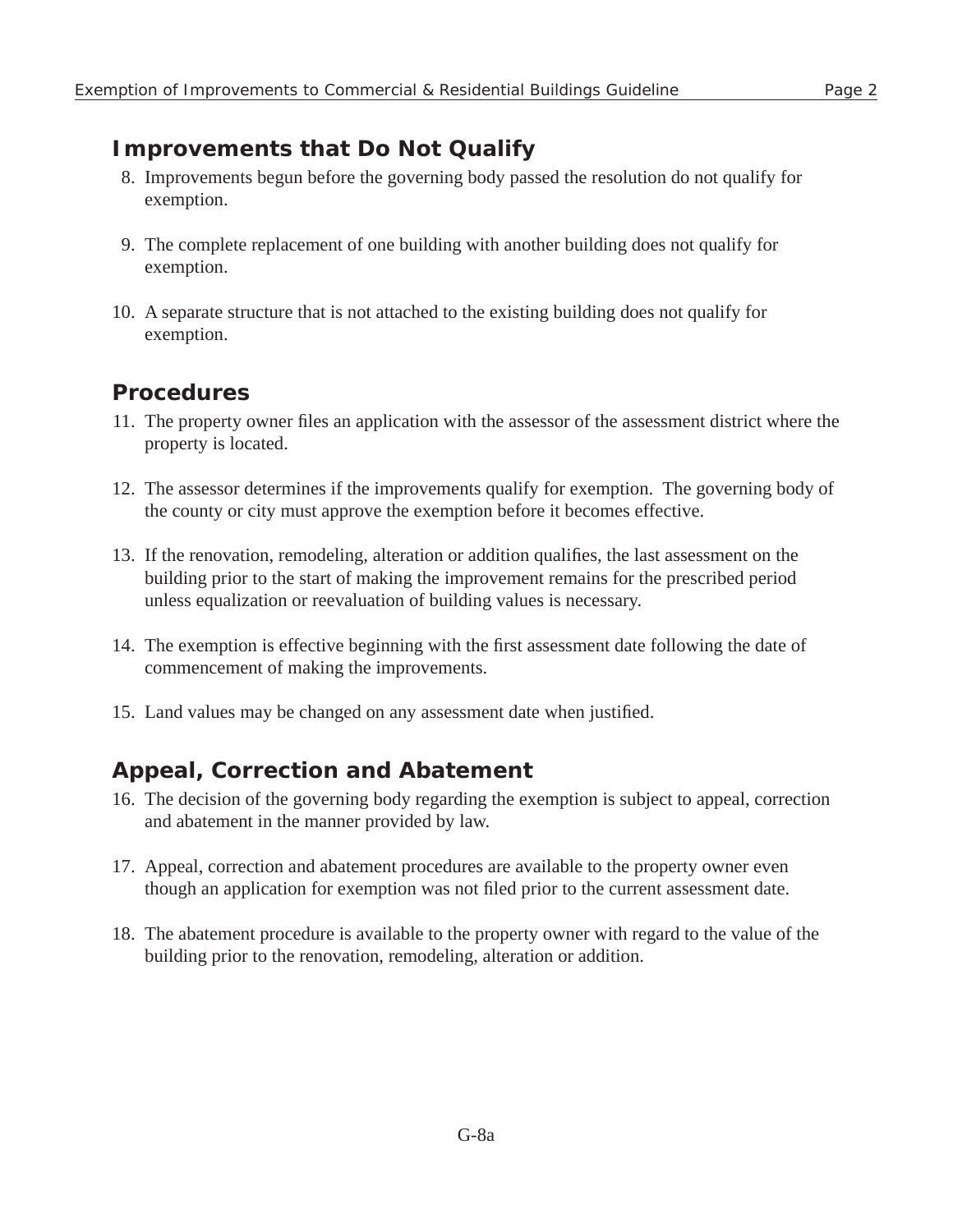## Improvements that Do Not Qualify

8. Improvements begun before the governing body passed the resolution do not qualify for exemption.

9. The complete replacement of one building with another building does not qualify for exemption.

10. A separate structure that is not attached to the existing building does not qualify for exemption.

## Procedures

11. The property owner files an application with the assessor of the assessment district where the property is located.

12. The assessor determines if the improvements qualify for exemption. The governing body of the county or city must approve the exemption before it becomes effective.

13. If the renovation, remodeling, alteration or addition qualifies, the last assessment on the building prior to the start of making the improvement remains for the prescribed period unless equalization or reevaluation of building values is necessary.

14. The exemption is effective beginning with the first assessment date following the date of commencement of making the improvements.

15. Land values may be changed on any assessment date when justified.

## Appeal, Correction and Abatement

16. The decision of the governing body regarding the exemption is subject to appeal, correction and abatement in the manner provided by law.

17. Appeal, correction and abatement procedures are available to the property owner even though an application for exemption was not filed prior to the current assessment date.

18. The abatement procedure is available to the property owner with regard to the value of the building prior to the renovation, remodeling, alteration or addition.

G-8a